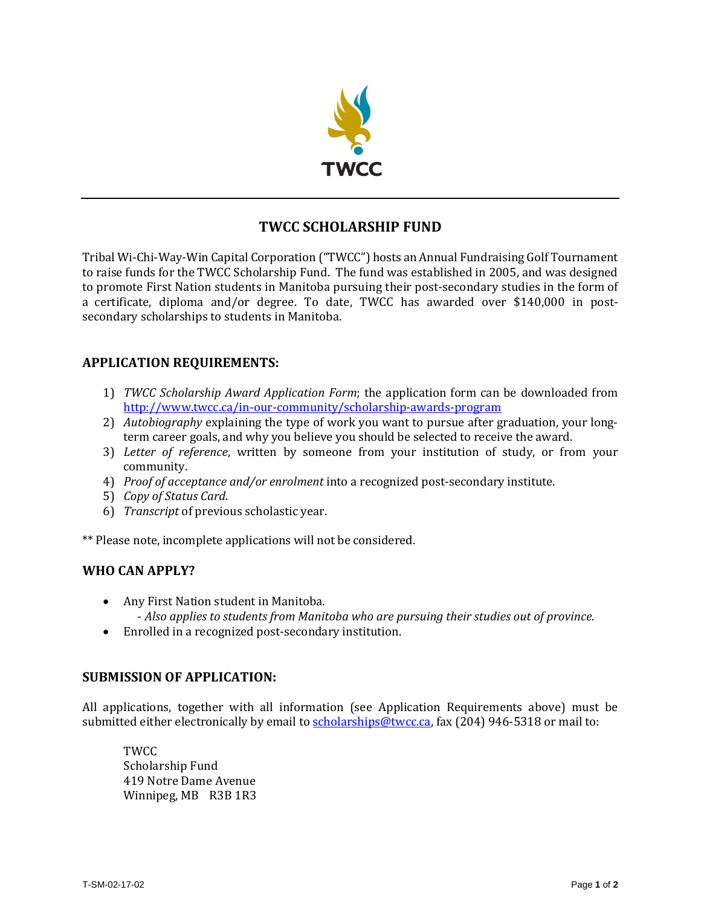TWCC

# TWCC SCHOLARSHIP FUND

Tribal Wi-Chi-Way-Win Capital Corporation ("TWCC") hosts an Annual Fundraising Golf Tournament to raise funds for the TWCC Scholarship Fund. The fund was established in 2005, and was designed to promote First Nation students in Manitoba pursuing their post-secondary studies in the form of a certificate, diploma and/or degree. To date, TWCC has awarded over $140,000 in post-secondary scholarships to students in Manitoba.

## APPLICATION REQUIREMENTS:

1) *TWCC Scholarship Award Application Form*; the application form can be downloaded from http://www.twcc.ca/in-our-community/scholarship-awards-program
2) *Autobiography* explaining the type of work you want to pursue after graduation, your long-term career goals, and why you believe you should be selected to receive the award.
3) *Letter of reference*, written by someone from your institution of study, or from your community.
4) *Proof of acceptance and/or enrolment* into a recognized post-secondary institute.
5) *Copy of Status Card*.
6) *Transcript* of previous scholastic year.

** Please note, incomplete applications will not be considered.

## WHO CAN APPLY?

- Any First Nation student in Manitoba.
  - *Also applies to students from Manitoba who are pursuing their studies out of province.*
- Enrolled in a recognized post-secondary institution.

## SUBMISSION OF APPLICATION:

All applications, together with all information (see Application Requirements above) must be submitted either electronically by email to scholarships@twcc.ca, fax (204) 946-5318 or mail to:

TWCC
Scholarship Fund
419 Notre Dame Avenue
Winnipeg, MB R3B 1R3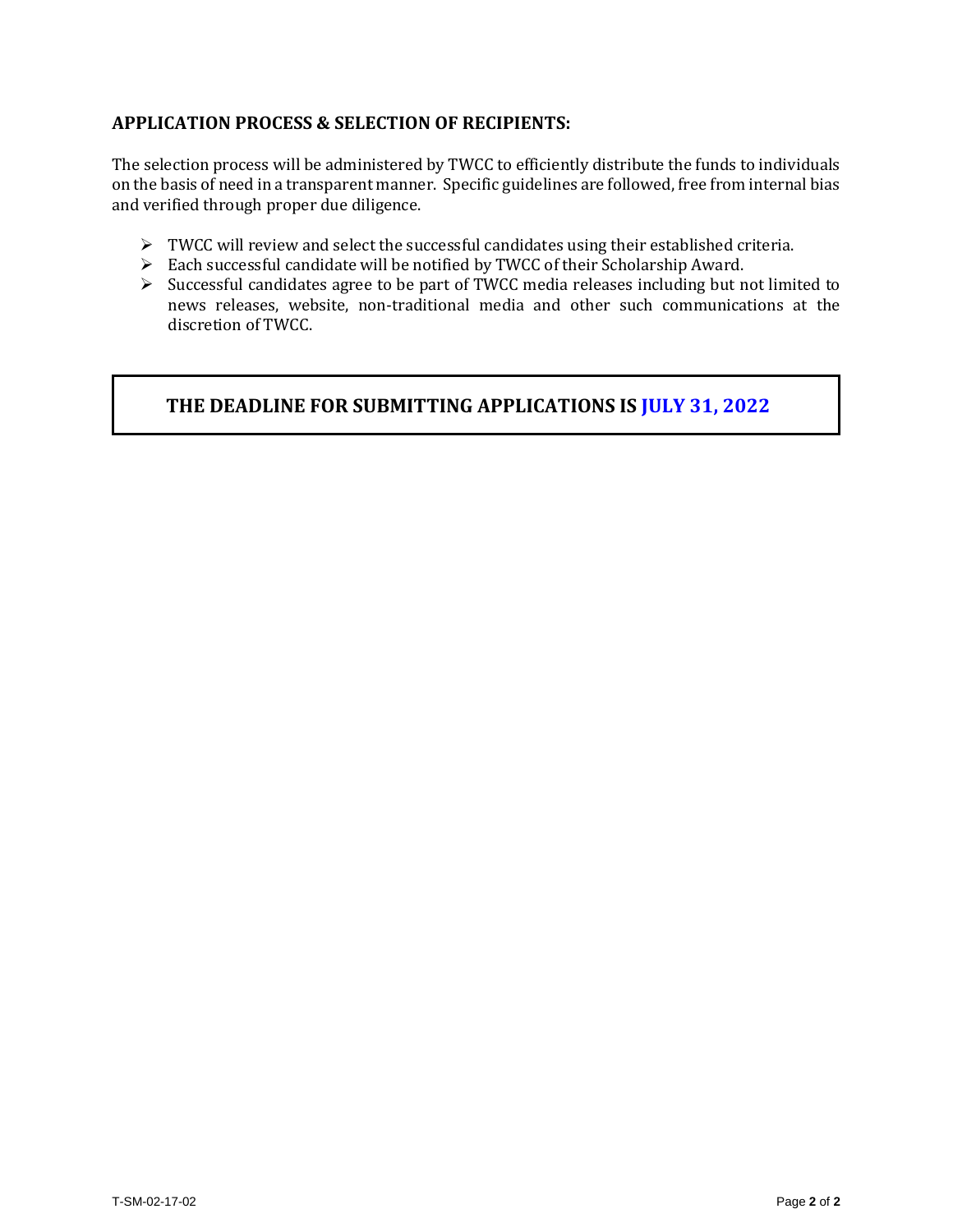## APPLICATION PROCESS & SELECTION OF RECIPIENTS:

The selection process will be administered by TWCC to efficiently distribute the funds to individuals on the basis of need in a transparent manner. Specific guidelines are followed, free from internal bias and verified through proper due diligence.

- TWCC will review and select the successful candidates using their established criteria.
- Each successful candidate will be notified by TWCC of their Scholarship Award.
- Successful candidates agree to be part of TWCC media releases including but not limited to news releases, website, non-traditional media and other such communications at the discretion of TWCC.

**THE DEADLINE FOR SUBMITTING APPLICATIONS IS JULY 31, 2022**

T-SM-02-17-02